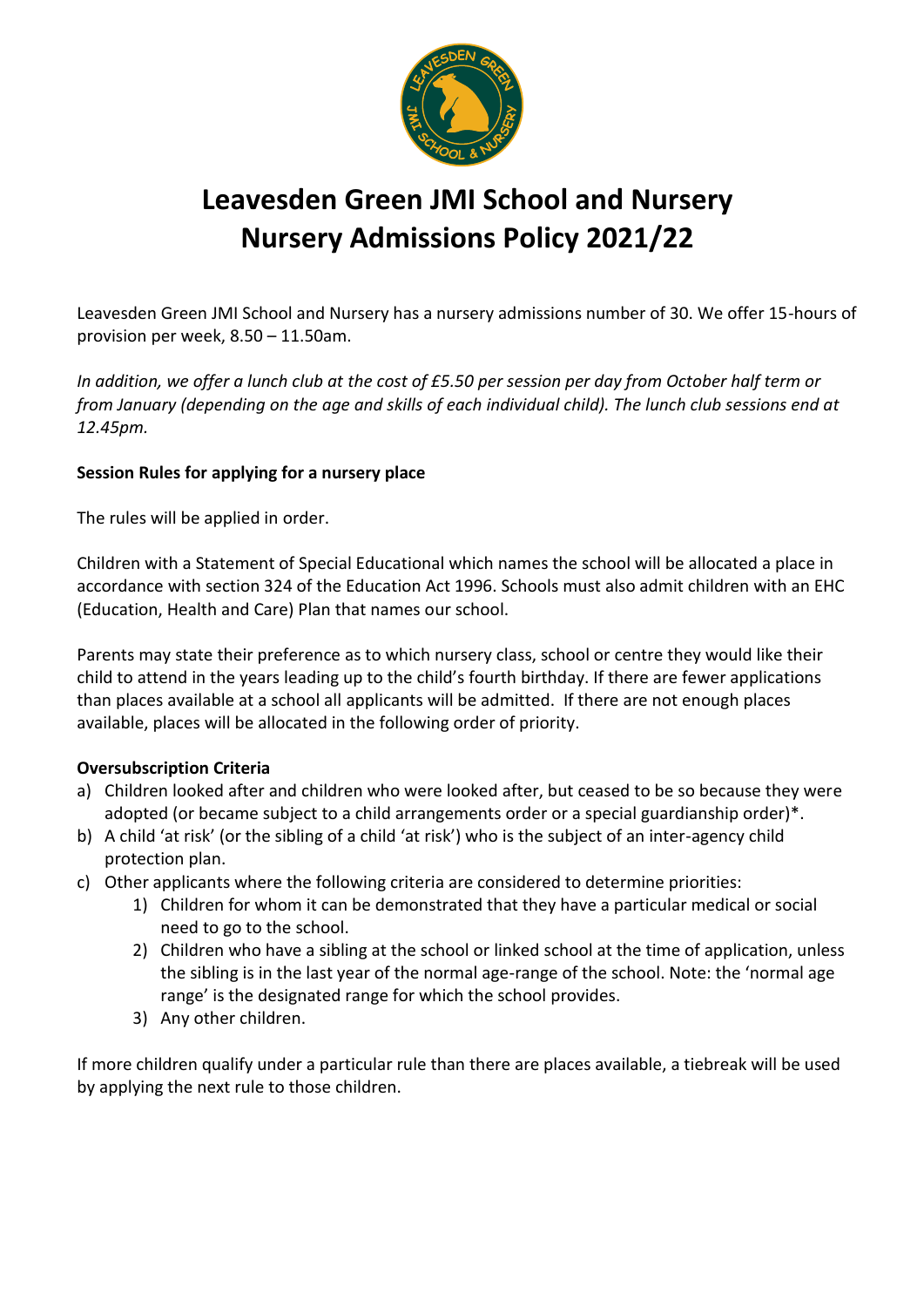# Leavesden Green JMI School and Nursery
# Nursery Admissions Policy 2021/22

Leavesden Green JMI School and Nursery has a nursery admissions number of 30. We offer 15-hours of provision per week, 8.50 – 11.50am.

*In addition, we offer a lunch club at the cost of £5.50 per session per day from October half term or from January (depending on the age and skills of each individual child). The lunch club sessions end at 12.45pm.*

**Session Rules for applying for a nursery place**

The rules will be applied in order.

Children with a Statement of Special Educational which names the school will be allocated a place in accordance with section 324 of the Education Act 1996. Schools must also admit children with an EHC (Education, Health and Care) Plan that names our school.

Parents may state their preference as to which nursery class, school or centre they would like their child to attend in the years leading up to the child's fourth birthday. If there are fewer applications than places available at a school all applicants will be admitted. If there are not enough places available, places will be allocated in the following order of priority.

**Oversubscription Criteria**

a) Children looked after and children who were looked after, but ceased to be so because they were adopted (or became subject to a child arrangements order or a special guardianship order)*.
b) A child 'at risk' (or the sibling of a child 'at risk') who is the subject of an inter-agency child protection plan.
c) Other applicants where the following criteria are considered to determine priorities:
    1) Children for whom it can be demonstrated that they have a particular medical or social need to go to the school.
    2) Children who have a sibling at the school or linked school at the time of application, unless the sibling is in the last year of the normal age-range of the school. Note: the 'normal age range' is the designated range for which the school provides.
    3) Any other children.

If more children qualify under a particular rule than there are places available, a tiebreak will be used by applying the next rule to those children.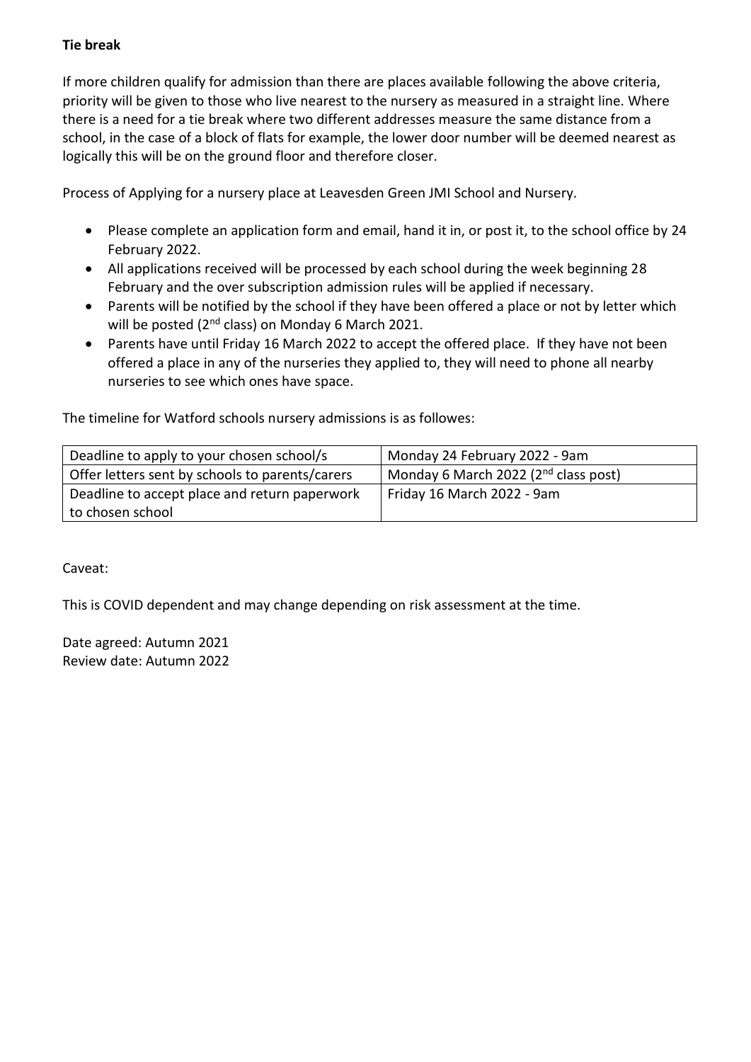**Tie break**

If more children qualify for admission than there are places available following the above criteria, priority will be given to those who live nearest to the nursery as measured in a straight line. Where there is a need for a tie break where two different addresses measure the same distance from a school, in the case of a block of flats for example, the lower door number will be deemed nearest as logically this will be on the ground floor and therefore closer.

Process of Applying for a nursery place at Leavesden Green JMI School and Nursery.

- Please complete an application form and email, hand it in, or post it, to the school office by 24 February 2022.
- All applications received will be processed by each school during the week beginning 28 February and the over subscription admission rules will be applied if necessary.
- Parents will be notified by the school if they have been offered a place or not by letter which will be posted (2nd class) on Monday 6 March 2021.
- Parents have until Friday 16 March 2022 to accept the offered place. If they have not been offered a place in any of the nurseries they applied to, they will need to phone all nearby nurseries to see which ones have space.

The timeline for Watford schools nursery admissions is as followes:

| | |
|---|---|
| Deadline to apply to your chosen school/s | Monday 24 February 2022 - 9am |
| Offer letters sent by schools to parents/carers | Monday 6 March 2022 (2nd class post) |
| Deadline to accept place and return paperwork to chosen school | Friday 16 March 2022 - 9am |

Caveat:

This is COVID dependent and may change depending on risk assessment at the time.

Date agreed: Autumn 2021
Review date: Autumn 2022